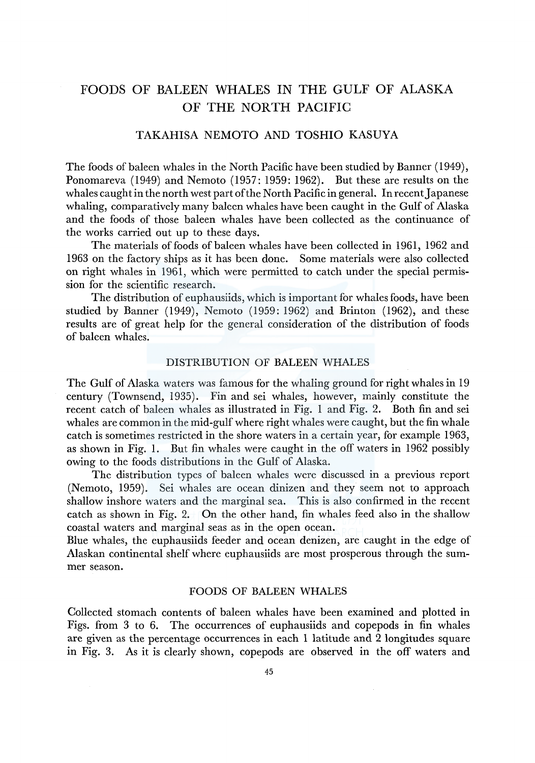# FOODS OF BALEEN WHALES IN THE GULF OF ALASKA OF THE NORTH PACIFIC

TAKAHISA NEMOTO AND TOSHIO KASUYA

The foods of baleen whales in the North Pacific have been studied by Banner (1949), Ponomareva (1949) and Nemoto (1957: 1959: 1962). But these are results on the whales caught in the north west part of the North Pacific in general. In recent Japanese whaling, comparatively many baleen whales have been caught in the Gulf of Alaska and the foods of those baleen whales have been collected as the continuance of the works carried out up to these days.

The materials of foods of baleen whales have been collected in 1961, 1962 and 1963 on the factory ships as it has been done. Some materials were also collected on right whales in 1961, which were permitted to catch under the special permission for the scientific research.

The distribution of euphausiids, which is important for whales foods, have been studied by Banner (1949), Nemoto (1959: 1962) and Brinton (1962), and these results are of great help for the general consideration of the distribution of foods of baleen whales.

## DISTRIBUTION OF BALEEN WHALES

The Gulf of Alaska waters was famous for the whaling ground for right whales in 19 century (Townsend, 1935). Fin and sei whales, however, mainly constitute the recent catch of baleen whales as illustrated in Fig. 1 and Fig. 2. Both fin and sei whales are common in the mid-gulf where right whales were caught, but the fin whale catch is sometimes restricted in the shore waters in a certain year, for example 1963, as shown in Fig. 1. But fin whales were caught in the off waters in 1962 possibly owing to the foods distributions in the Gulf of Alaska.

The distribution types of baleen whales were discussed in a previous report (Nemoto, 1959). Sei whales are ocean dinizen and they seem not to approach shallow inshore waters and the marginal sea. This is also confirmed in the recent catch as shown in Fig. 2. On the other hand, fin whales feed also in the shallow coastal waters and marginal seas as in the open ocean.

Blue whales, the euphausiids feeder and ocean denizen, are caught in the edge of Alaskan continental shelf where euphausiids are most prosperous through the summer season.

## FOODS OF BALEEN WHALES

Collected stomach contents of baleen whales have been examined and plotted in Figs. from 3 to 6. The occurrences of euphausiids and copepods in fin whales are given as the percentage occurrences in each 1 latitude and 2 longitudes square in Fig. 3. As it is clearly shown, copepods are observed in the off waters and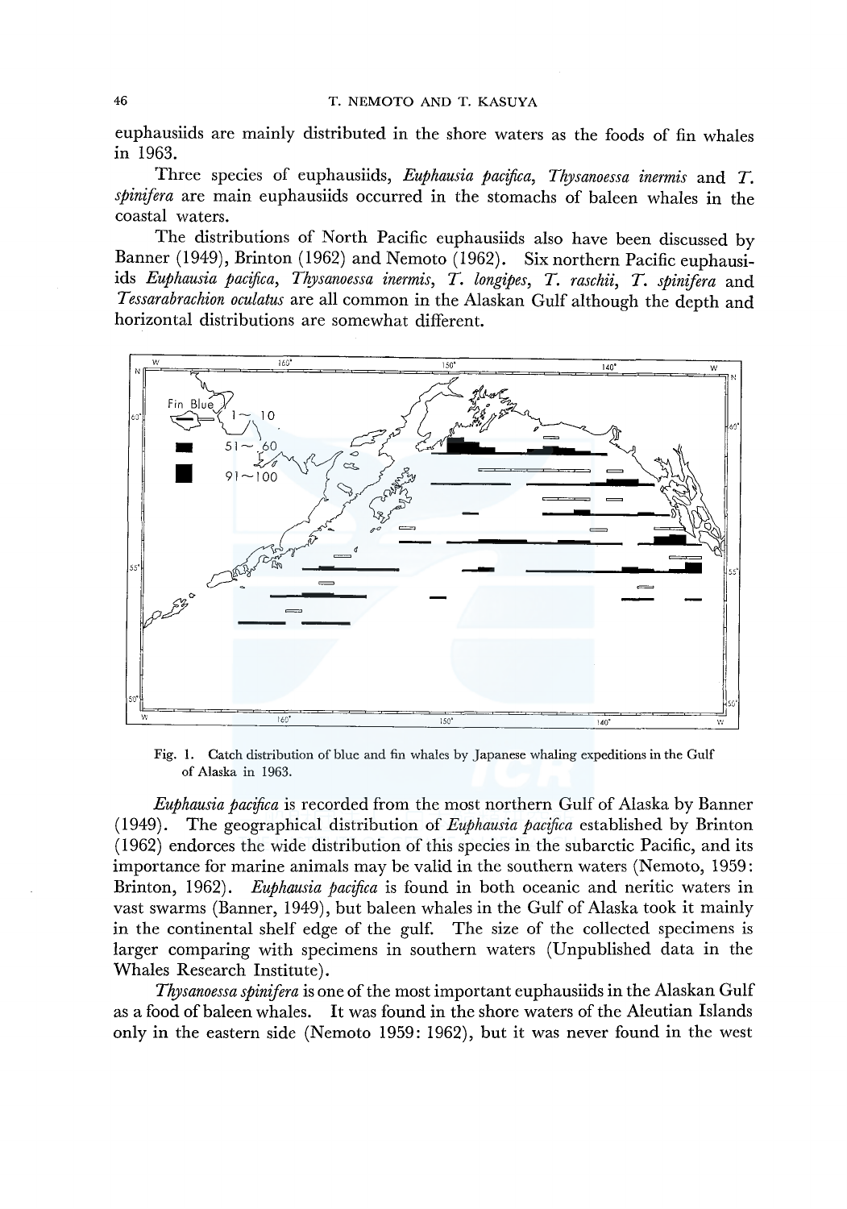euphausiids are mainly distributed in the shore waters as the foods of fin whales in 1963.

Three species of euphausiids, *Euphausia pacifica*, *Thysanoessa inermis* and *T. spinifera* are main euphausiids occurred in the stomachs of baleen whales in the coastal waters.

The distributions of North Pacific euphausiids also have been discussed by Banner (1949), Brinton (1962) and Nemoto (1962). Six northern Pacific euphausiids *Euphausia pacifica*, *Thysanoessa inermis*, *T. longipes*, *T. raschii*, *T. spinifera* and *Tessarabrachion oculatus* are all common in the Alaskan Gulf although the depth and horizontal distributions are somewhat different.

Fig. 1. Catch distribution of blue and fin whales by Japanese whaling expeditions in the Gulf of Alaska in 1963.

*Euphausia pacifica* is recorded from the most northern Gulf of Alaska by Banner (1949). The geographical distribution of *Euphausia pacifica* established by Brinton (1962) endorces the wide distribution of this species in the subarctic Pacific, and its importance for marine animals may be valid in the southern waters (Nemoto, 1959: Brinton, 1962). *Euphausia pacifica* is found in both oceanic and neritic waters in vast swarms (Banner, 1949), but baleen whales in the Gulf of Alaska took it mainly in the continental shelf edge of the gulf. The size of the collected specimens is larger comparing with specimens in southern waters (Unpublished data in the Whales Research Institute).

*Thysanoessa spinifera* is one of the most important euphausiids in the Alaskan Gulf as a food of baleen whales. It was found in the shore waters of the Aleutian Islands only in the eastern side (Nemoto 1959: 1962), but it was never found in the west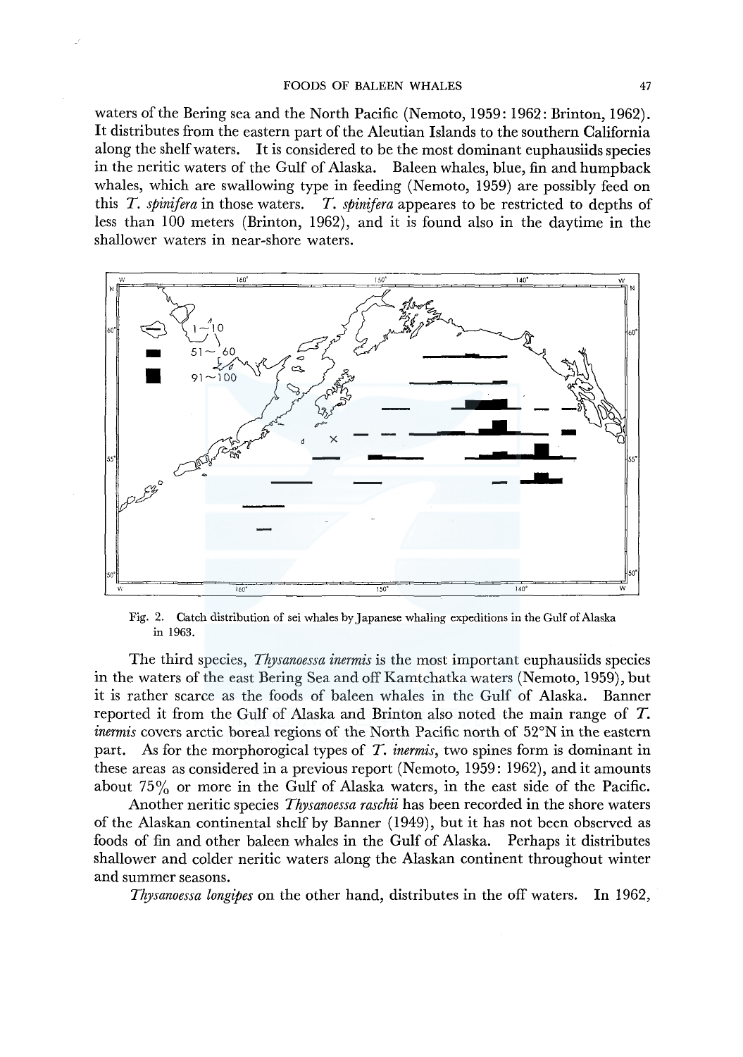waters of the Bering sea and the North Pacific (Nemoto, 1959: 1962: Brinton, 1962). It distributes from the eastern part of the Aleutian Islands to the southern California along the shelf waters. It is considered to be the most dominant euphausiids species in the neritic waters of the Gulf of Alaska. Baleen whales, blue, fin and humpback whales, which are swallowing type in feeding (Nemoto, 1959) are possibly feed on this *T. spinifera* in those waters. *T. spinifera* appeares to be restricted to depths of less than 100 meters (Brinton, 1962), and it is found also in the daytime in the shallower waters in near-shore waters.

Fig. 2. Catch distribution of sei whales by Japanese whaling expeditions in the Gulf of Alaska in 1963.

The third species, *Thysanoessa inermis* is the most important euphausiids species in the waters of the east Bering Sea and off Kamtchatka waters (Nemoto, 1959), but it is rather scarce as the foods of baleen whales in the Gulf of Alaska. Banner reported it from the Gulf of Alaska and Brinton also noted the main range of *T. inermis* covers arctic boreal regions of the North Pacific north of 52°N in the eastern part. As for the morphorogical types of *T. inermis*, two spines form is dominant in these areas as considered in a previous report (Nemoto, 1959: 1962), and it amounts about 75% or more in the Gulf of Alaska waters, in the east side of the Pacific.

Another neritic species *Thysanoessa raschii* has been recorded in the shore waters of the Alaskan continental shelf by Banner (1949), but it has not been observed as foods of fin and other baleen whales in the Gulf of Alaska. Perhaps it distributes shallower and colder neritic waters along the Alaskan continent throughout winter and summer seasons.

*Thysanoessa longipes* on the other hand, distributes in the off waters. In 1962,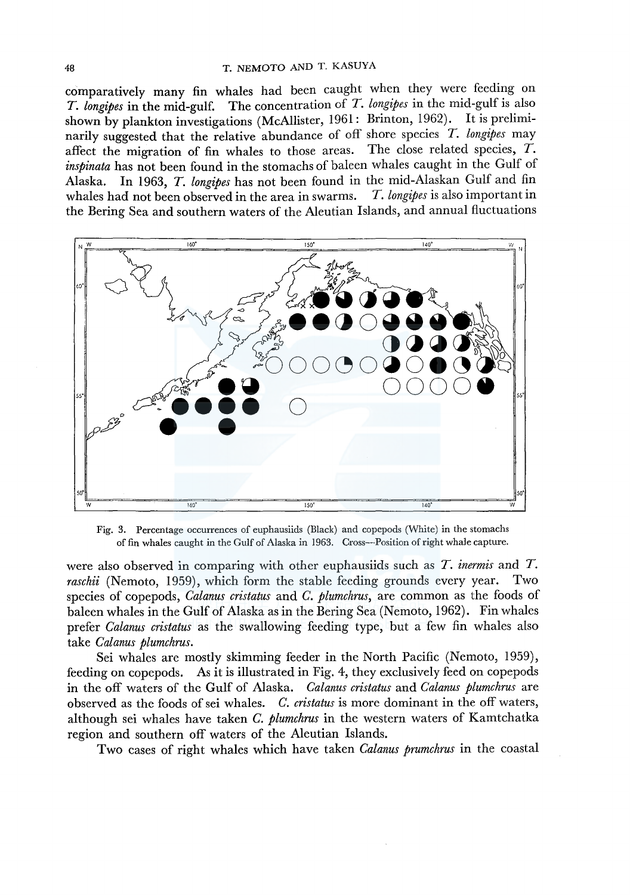comparatively many fin whales had been caught when they were feeding on *T. longipes* in the mid-gulf. The concentration of *T. longipes* in the mid-gulf is also shown by plankton investigations (McAllister, 1961: Brinton, 1962). It is preliminarily suggested that the relative abundance of off shore species *T. longipes* may affect the migration of fin whales to those areas. The close related species, *T. inspinata* has not been found in the stomachs of baleen whales caught in the Gulf of Alaska. In 1963, *T. longipes* has not been found in the mid-Alaskan Gulf and fin whales had not been observed in the area in swarms. *T. longipes* is also important in the Bering Sea and southern waters of the Aleutian Islands, and annual fluctuations

Fig. 3. Percentage occurrences of euphausiids (Black) and copepods (White) in the stomachs of fin whales caught in the Gulf of Alaska in 1963. Cross—Position of right whale capture.

were also observed in comparing with other euphausiids such as *T. inermis* and *T. raschii* (Nemoto, 1959), which form the stable feeding grounds every year. Two species of copepods, *Calanus cristatus* and *C. plumchrus*, are common as the foods of baleen whales in the Gulf of Alaska as in the Bering Sea (Nemoto, 1962). Fin whales prefer *Calanus cristatus* as the swallowing feeding type, but a few fin whales also take *Calanus plumchrus*.

Sei whales are mostly skimming feeder in the North Pacific (Nemoto, 1959), feeding on copepods. As it is illustrated in Fig. 4, they exclusively feed on copepods in the off waters of the Gulf of Alaska. *Calanus cristatus* and *Calanus plumchrus* are observed as the foods of sei whales. *C. cristatus* is more dominant in the off waters, although sei whales have taken *C. plumchrus* in the western waters of Kamtchatka region and southern off waters of the Aleutian Islands.

Two cases of right whales which have taken *Calanus prumchrus* in the coastal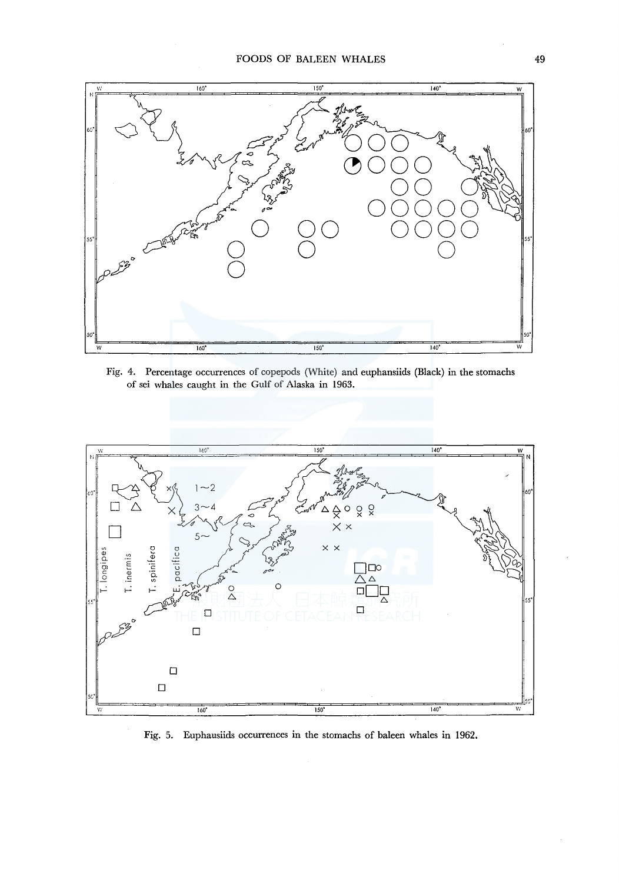Fig. 4. Percentage occurrences of copepods (White) and euphansiids (Black) in the stomachs of sei whales caught in the Gulf of Alaska in 1963.

Fig. 5. Euphausiids occurrences in the stomachs of baleen whales in 1962.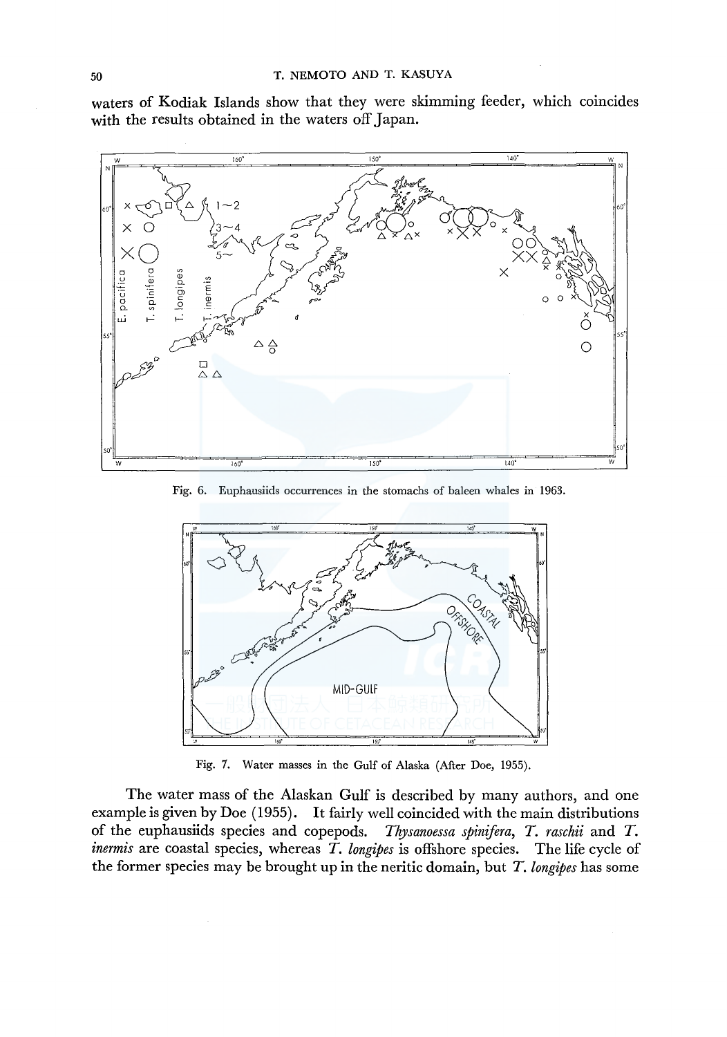waters of Kodiak Islands show that they were skimming feeder, which coincides with the results obtained in the waters off Japan.

Fig. 6. Euphausiids occurrences in the stomachs of baleen whales in 1963.

Fig. 7. Water masses in the Gulf of Alaska (After Doe, 1955).

The water mass of the Alaskan Gulf is described by many authors, and one example is given by Doe (1955). It fairly well coincided with the main distributions of the euphausiids species and copepods. *Thysanoessa spinifera*, *T. raschii* and *T. inermis* are coastal species, whereas *T. longipes* is offshore species. The life cycle of the former species may be brought up in the neritic domain, but *T. longipes* has some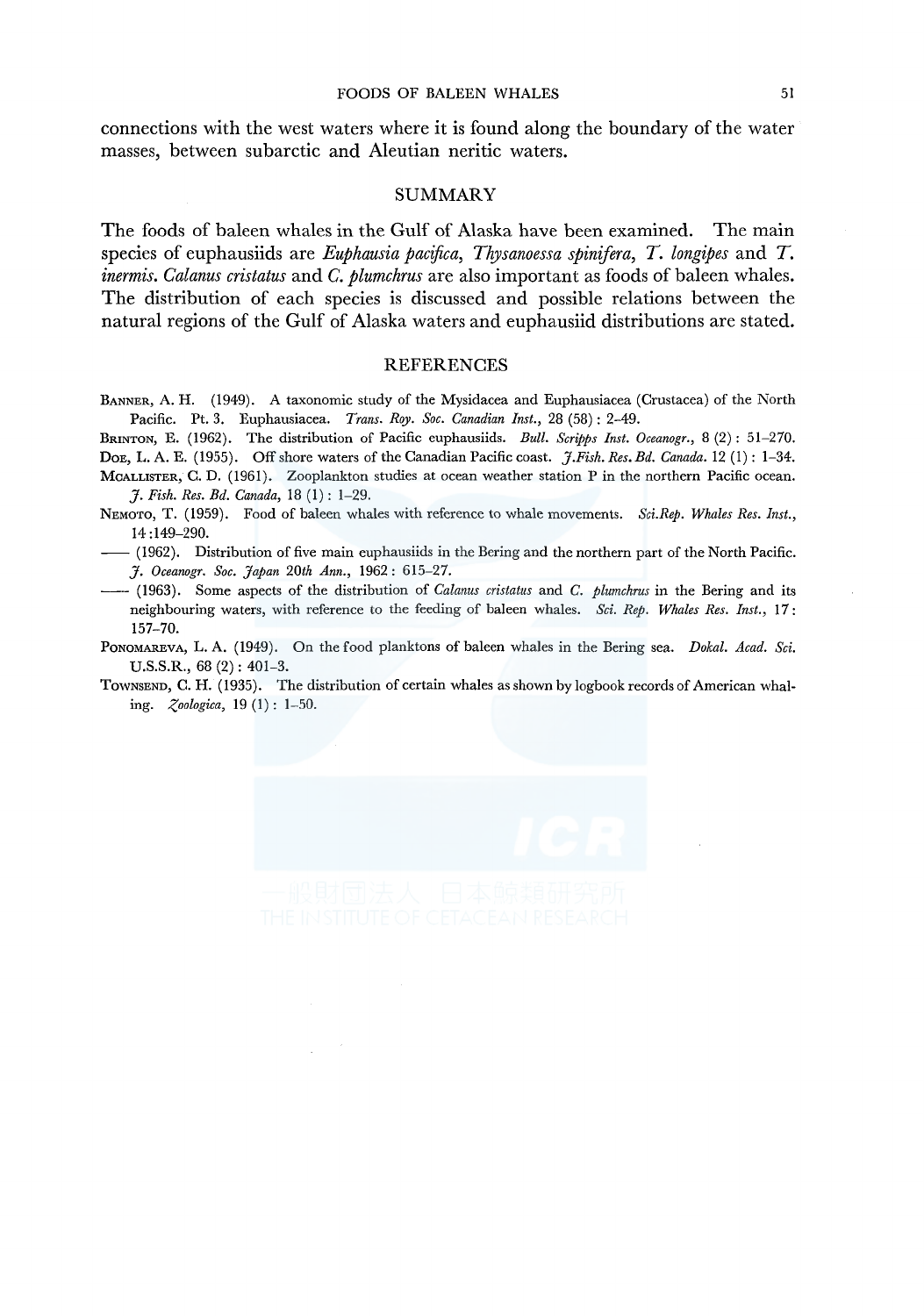connections with the west waters where it is found along the boundary of the water masses, between subarctic and Aleutian neritic waters.

## SUMMARY

The foods of baleen whales in the Gulf of Alaska have been examined. The main species of euphausiids are *Euphausia pacifica*, *Thysanoessa spinifera*, *T. longipes* and *T. inermis*. *Calanus cristatus* and *C. plumchrus* are also important as foods of baleen whales. The distribution of each species is discussed and possible relations between the natural regions of the Gulf of Alaska waters and euphausiid distributions are stated.

## REFERENCES

Banner, A. H. (1949). A taxonomic study of the Mysidacea and Euphausiacea (Crustacea) of the North Pacific. Pt. 3. Euphausiacea. *Trans. Roy. Soc. Canadian Inst.*, 28 (58) : 2–49.

Brinton, E. (1962). The distribution of Pacific euphausiids. *Bull. Scripps Inst. Oceanogr.*, 8 (2) : 51–270.

Doe, L. A. E. (1955). Off shore waters of the Canadian Pacific coast. *J. Fish. Res. Bd. Canada*. 12 (1) : 1–34.

McAllister, C. D. (1961). Zooplankton studies at ocean weather station P in the northern Pacific ocean. *J. Fish. Res. Bd. Canada*, 18 (1) : 1–29.

Nemoto, T. (1959). Food of baleen whales with reference to whale movements. *Sci. Rep. Whales Res. Inst.*, 14 :149–290.

—— (1962). Distribution of five main euphausiids in the Bering and the northern part of the North Pacific. *J. Oceanogr. Soc. Japan 20th Ann.*, 1962 : 615–27.

—— (1963). Some aspects of the distribution of *Calanus cristatus* and *C. plumchrus* in the Bering and its neighbouring waters, with reference to the feeding of baleen whales. *Sci. Rep. Whales Res. Inst.*, 17 : 157–70.

Ponomareva, L. A. (1949). On the food planktons of baleen whales in the Bering sea. *Dokal. Acad. Sci.* U.S.S.R., 68 (2) : 401–3.

Townsend, C. H. (1935). The distribution of certain whales as shown by logbook records of American whaling. *Zoologica*, 19 (1) : 1–50.